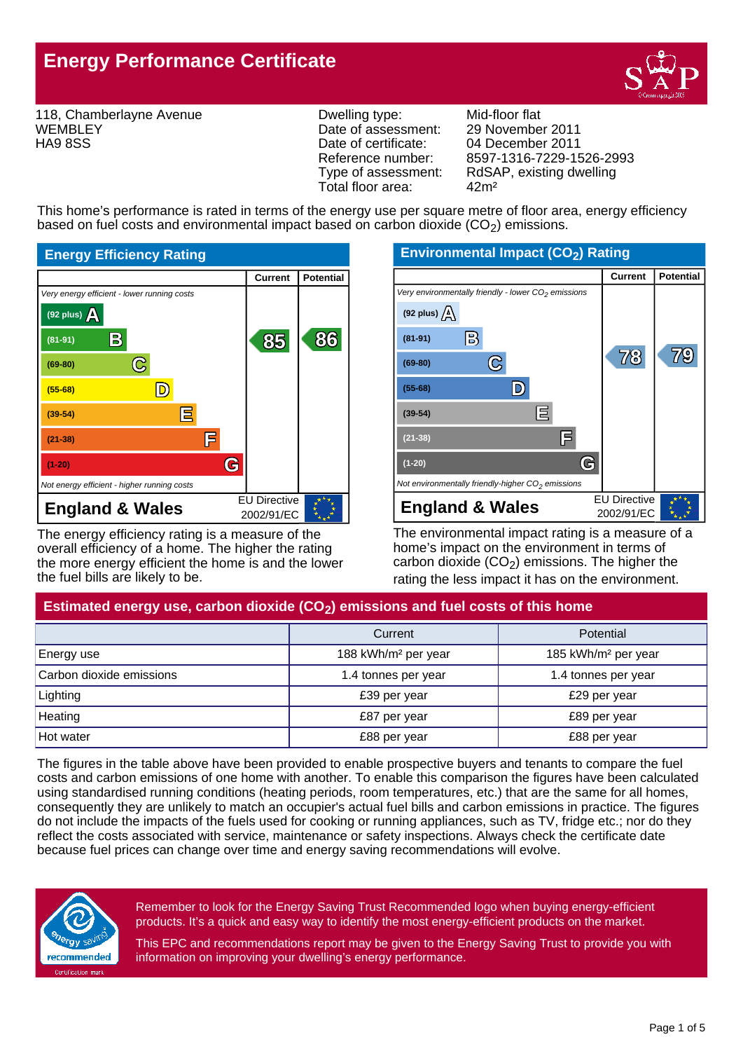# Energy Performance Certificate

118, Chamberlayne Avenue
WEMBLEY
HA9 8SS

| | |
|---|---|
| Dwelling type: | Mid-floor flat |
| Date of assessment: | 29 November 2011 |
| Date of certificate: | 04 December 2011 |
| Reference number: | 8597-1316-7229-1526-2993 |
| Type of assessment: | RdSAP, existing dwelling |
| Total floor area: | 42m² |

This home's performance is rated in terms of the energy use per square metre of floor area, energy efficiency based on fuel costs and environmental impact based on carbon dioxide ($CO_2$) emissions.

## Energy Efficiency Rating

| | Current | Potential |
|---|---|---|
| *Very energy efficient - lower running costs* | | |
| (92 plus) A | | |
| (81-91) B | 85 | 86 |
| (69-80) C | | |
| (55-68) D | | |
| (39-54) E | | |
| (21-38) F | | |
| (1-20) G | | |
| *Not energy efficient - higher running costs* | | |
| **England & Wales** — EU Directive 2002/91/EC | | |

The energy efficiency rating is a measure of the overall efficiency of a home. The higher the rating the more energy efficient the home is and the lower the fuel bills are likely to be.

## Environmental Impact ($CO_2$) Rating

| | Current | Potential |
|---|---|---|
| *Very environmentally friendly - lower $CO_2$ emissions* | | |
| (92 plus) A | | |
| (81-91) B | | |
| (69-80) C | 78 | 79 |
| (55-68) D | | |
| (39-54) E | | |
| (21-38) F | | |
| (1-20) G | | |
| *Not environmentally friendly-higher $CO_2$ emissions* | | |
| **England & Wales** — EU Directive 2002/91/EC | | |

The environmental impact rating is a measure of a home's impact on the environment in terms of carbon dioxide ($CO_2$) emissions. The higher the rating the less impact it has on the environment.

## Estimated energy use, carbon dioxide ($CO_2$) emissions and fuel costs of this home

| | Current | Potential |
|---|---|---|
| Energy use | 188 kWh/m² per year | 185 kWh/m² per year |
| Carbon dioxide emissions | 1.4 tonnes per year | 1.4 tonnes per year |
| Lighting | £39 per year | £29 per year |
| Heating | £87 per year | £89 per year |
| Hot water | £88 per year | £88 per year |

The figures in the table above have been provided to enable prospective buyers and tenants to compare the fuel costs and carbon emissions of one home with another. To enable this comparison the figures have been calculated using standardised running conditions (heating periods, room temperatures, etc.) that are the same for all homes, consequently they are unlikely to match an occupier's actual fuel bills and carbon emissions in practice. The figures do not include the impacts of the fuels used for cooking or running appliances, such as TV, fridge etc.; nor do they reflect the costs associated with service, maintenance or safety inspections. Always check the certificate date because fuel prices can change over time and energy saving recommendations will evolve.

Remember to look for the Energy Saving Trust Recommended logo when buying energy-efficient products. It's a quick and easy way to identify the most energy-efficient products on the market.

This EPC and recommendations report may be given to the Energy Saving Trust to provide you with information on improving your dwelling's energy performance.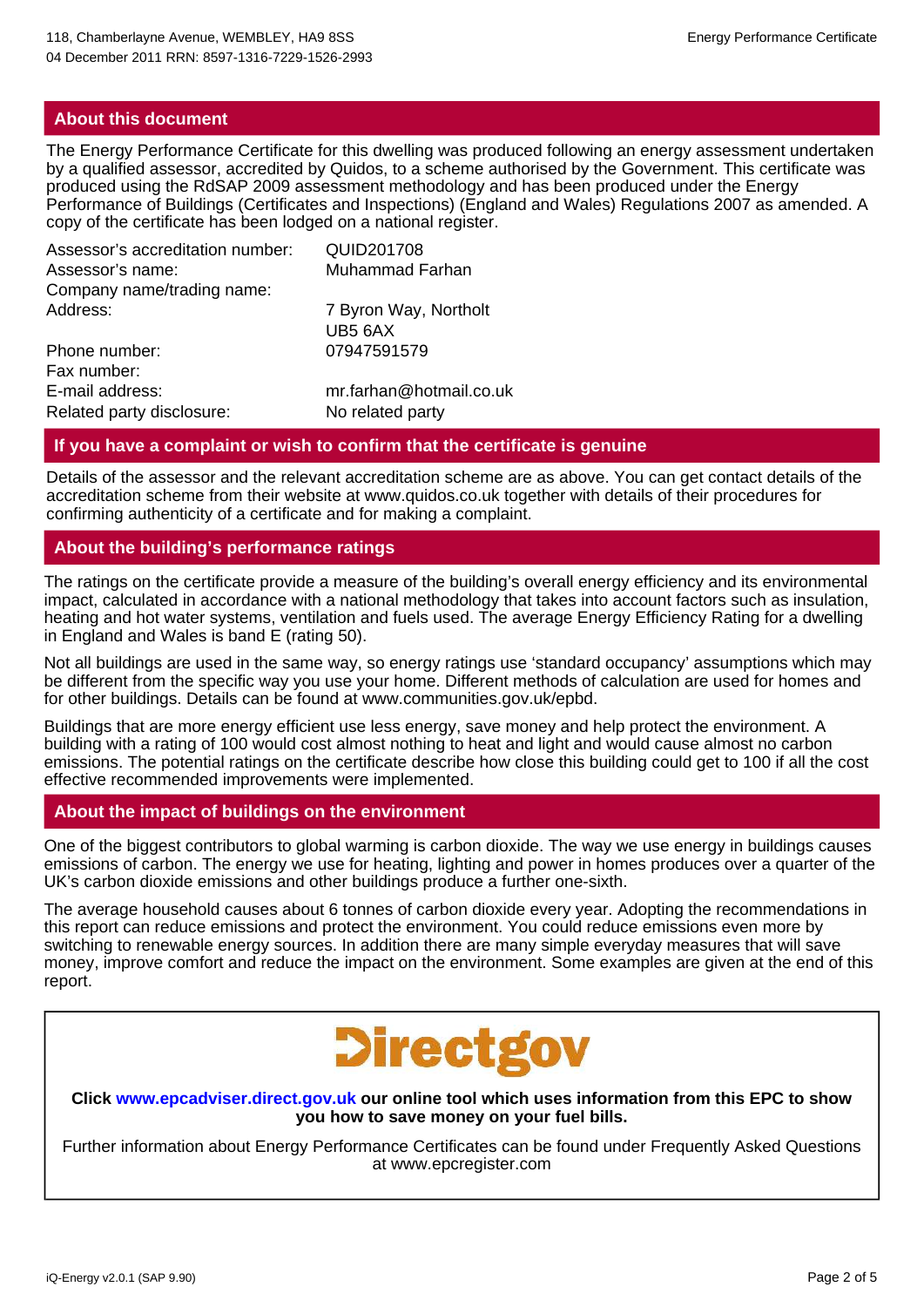## About this document

The Energy Performance Certificate for this dwelling was produced following an energy assessment undertaken by a qualified assessor, accredited by Quidos, to a scheme authorised by the Government. This certificate was produced using the RdSAP 2009 assessment methodology and has been produced under the Energy Performance of Buildings (Certificates and Inspections) (England and Wales) Regulations 2007 as amended. A copy of the certificate has been lodged on a national register.

| | |
|---|---|
| Assessor's accreditation number: | QUID201708 |
| Assessor's name: | Muhammad Farhan |
| Company name/trading name: | |
| Address: | 7 Byron Way, Northolt UB5 6AX |
| Phone number: | 07947591579 |
| Fax number: | |
| E-mail address: | mr.farhan@hotmail.co.uk |
| Related party disclosure: | No related party |

## If you have a complaint or wish to confirm that the certificate is genuine

Details of the assessor and the relevant accreditation scheme are as above. You can get contact details of the accreditation scheme from their website at www.quidos.co.uk together with details of their procedures for confirming authenticity of a certificate and for making a complaint.

## About the building's performance ratings

The ratings on the certificate provide a measure of the building's overall energy efficiency and its environmental impact, calculated in accordance with a national methodology that takes into account factors such as insulation, heating and hot water systems, ventilation and fuels used. The average Energy Efficiency Rating for a dwelling in England and Wales is band E (rating 50).

Not all buildings are used in the same way, so energy ratings use 'standard occupancy' assumptions which may be different from the specific way you use your home. Different methods of calculation are used for homes and for other buildings. Details can be found at www.communities.gov.uk/epbd.

Buildings that are more energy efficient use less energy, save money and help protect the environment. A building with a rating of 100 would cost almost nothing to heat and light and would cause almost no carbon emissions. The potential ratings on the certificate describe how close this building could get to 100 if all the cost effective recommended improvements were implemented.

## About the impact of buildings on the environment

One of the biggest contributors to global warming is carbon dioxide. The way we use energy in buildings causes emissions of carbon. The energy we use for heating, lighting and power in homes produces over a quarter of the UK's carbon dioxide emissions and other buildings produce a further one-sixth.

The average household causes about 6 tonnes of carbon dioxide every year. Adopting the recommendations in this report can reduce emissions and protect the environment. You could reduce emissions even more by switching to renewable energy sources. In addition there are many simple everyday measures that will save money, improve comfort and reduce the impact on the environment. Some examples are given at the end of this report.

Directgov

**Click www.epcadviser.direct.gov.uk our online tool which uses information from this EPC to show you how to save money on your fuel bills.**

Further information about Energy Performance Certificates can be found under Frequently Asked Questions at www.epcregister.com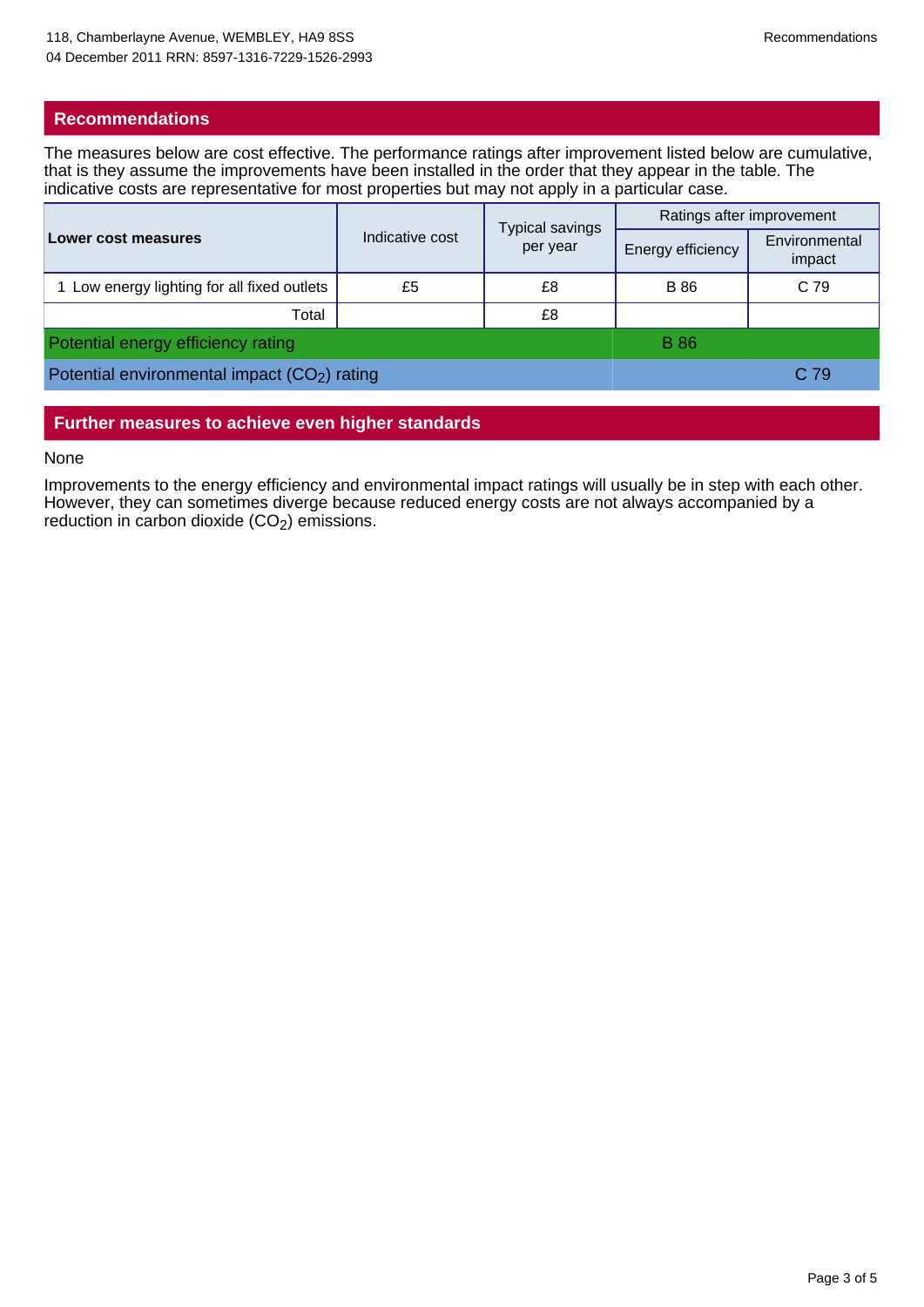## Recommendations

The measures below are cost effective. The performance ratings after improvement listed below are cumulative, that is they assume the improvements have been installed in the order that they appear in the table. The indicative costs are representative for most properties but may not apply in a particular case.

| **Lower cost measures** | Indicative cost | Typical savings per year | Ratings after improvement | |
|---|---|---|---|---|
| | | | Energy efficiency | Environmental impact |
| 1 Low energy lighting for all fixed outlets | £5 | £8 | B 86 | C 79 |
| Total | | £8 | | |
| Potential energy efficiency rating | | | B 86 | |
| Potential environmental impact ($CO_2$) rating | | | | C 79 |

## Further measures to achieve even higher standards

None

Improvements to the energy efficiency and environmental impact ratings will usually be in step with each other. However, they can sometimes diverge because reduced energy costs are not always accompanied by a reduction in carbon dioxide ($CO_2$) emissions.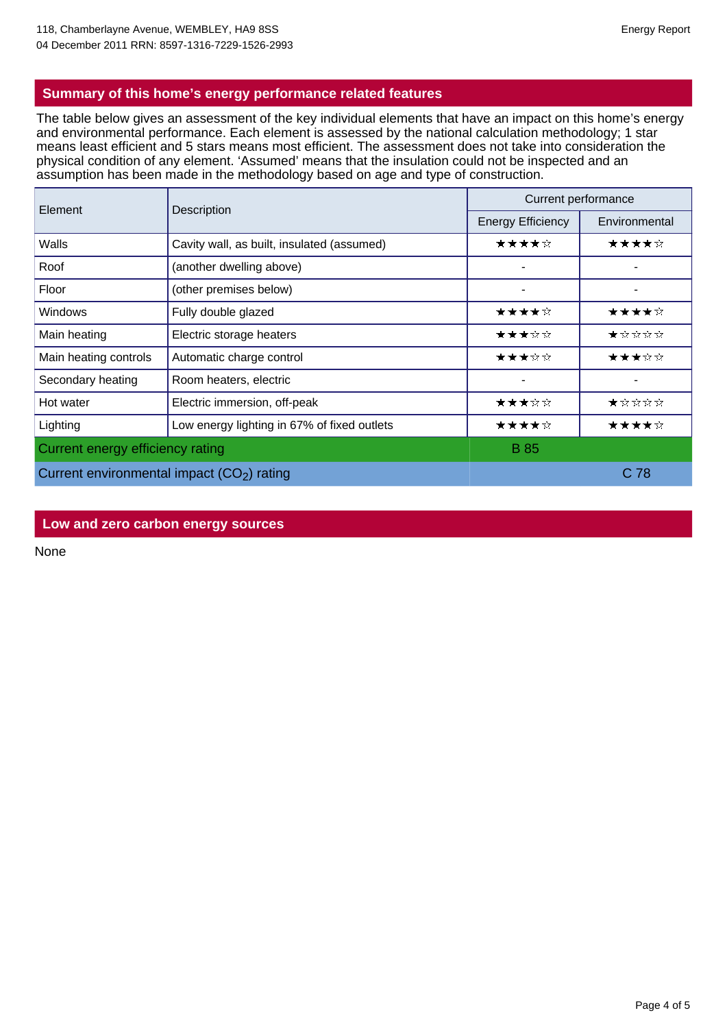## Summary of this home's energy performance related features

The table below gives an assessment of the key individual elements that have an impact on this home's energy and environmental performance. Each element is assessed by the national calculation methodology; 1 star means least efficient and 5 stars means most efficient. The assessment does not take into consideration the physical condition of any element. 'Assumed' means that the insulation could not be inspected and an assumption has been made in the methodology based on age and type of construction.

| Element | Description | Current performance | |
|---|---|---|---|
| | | Energy Efficiency | Environmental |
| Walls | Cavity wall, as built, insulated (assumed) | ★★★★☆ | ★★★★☆ |
| Roof | (another dwelling above) | - | - |
| Floor | (other premises below) | - | - |
| Windows | Fully double glazed | ★★★★☆ | ★★★★☆ |
| Main heating | Electric storage heaters | ★★★☆☆ | ★☆☆☆☆ |
| Main heating controls | Automatic charge control | ★★★☆☆ | ★★★☆☆ |
| Secondary heating | Room heaters, electric | - | - |
| Hot water | Electric immersion, off-peak | ★★★☆☆ | ★☆☆☆☆ |
| Lighting | Low energy lighting in 67% of fixed outlets | ★★★★☆ | ★★★★☆ |
| Current energy efficiency rating | | B 85 | |
| Current environmental impact ($CO_2$) rating | | | C 78 |

## Low and zero carbon energy sources

None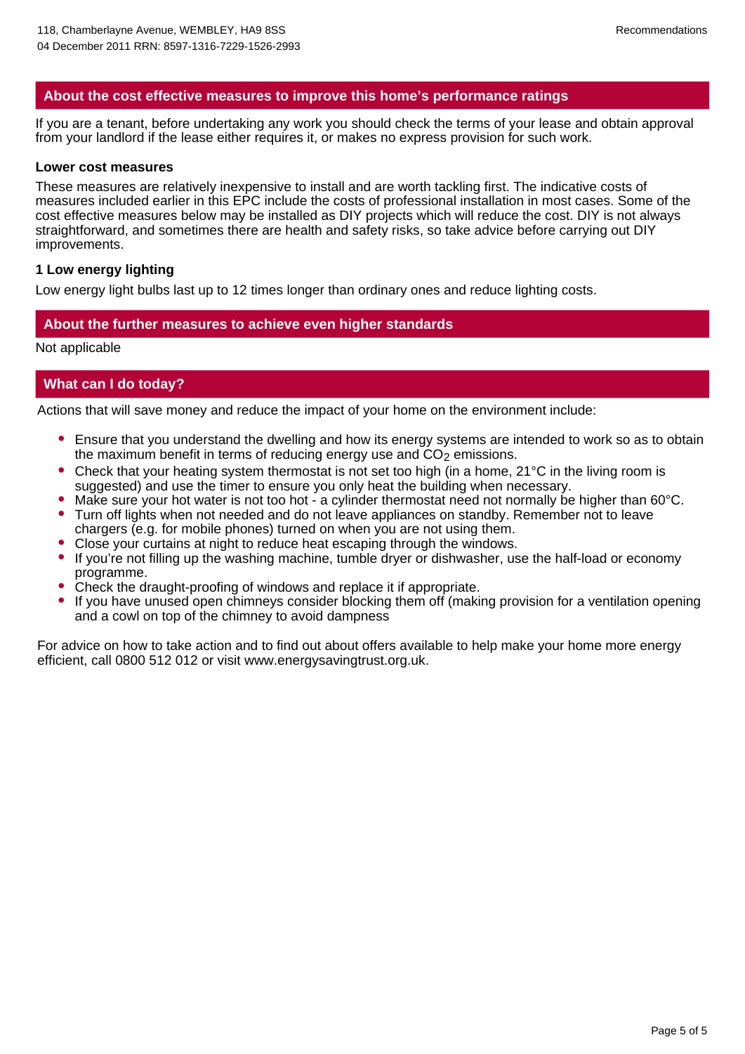## About the cost effective measures to improve this home's performance ratings

If you are a tenant, before undertaking any work you should check the terms of your lease and obtain approval from your landlord if the lease either requires it, or makes no express provision for such work.

### Lower cost measures

These measures are relatively inexpensive to install and are worth tackling first. The indicative costs of measures included earlier in this EPC include the costs of professional installation in most cases. Some of the cost effective measures below may be installed as DIY projects which will reduce the cost. DIY is not always straightforward, and sometimes there are health and safety risks, so take advice before carrying out DIY improvements.

**1 Low energy lighting**

Low energy light bulbs last up to 12 times longer than ordinary ones and reduce lighting costs.

## About the further measures to achieve even higher standards

Not applicable

## What can I do today?

Actions that will save money and reduce the impact of your home on the environment include:

- Ensure that you understand the dwelling and how its energy systems are intended to work so as to obtain the maximum benefit in terms of reducing energy use and $CO_2$ emissions.
- Check that your heating system thermostat is not set too high (in a home, 21°C in the living room is suggested) and use the timer to ensure you only heat the building when necessary.
- Make sure your hot water is not too hot - a cylinder thermostat need not normally be higher than 60°C.
- Turn off lights when not needed and do not leave appliances on standby. Remember not to leave chargers (e.g. for mobile phones) turned on when you are not using them.
- Close your curtains at night to reduce heat escaping through the windows.
- If you're not filling up the washing machine, tumble dryer or dishwasher, use the half-load or economy programme.
- Check the draught-proofing of windows and replace it if appropriate.
- If you have unused open chimneys consider blocking them off (making provision for a ventilation opening and a cowl on top of the chimney to avoid dampness

For advice on how to take action and to find out about offers available to help make your home more energy efficient, call 0800 512 012 or visit www.energysavingtrust.org.uk.